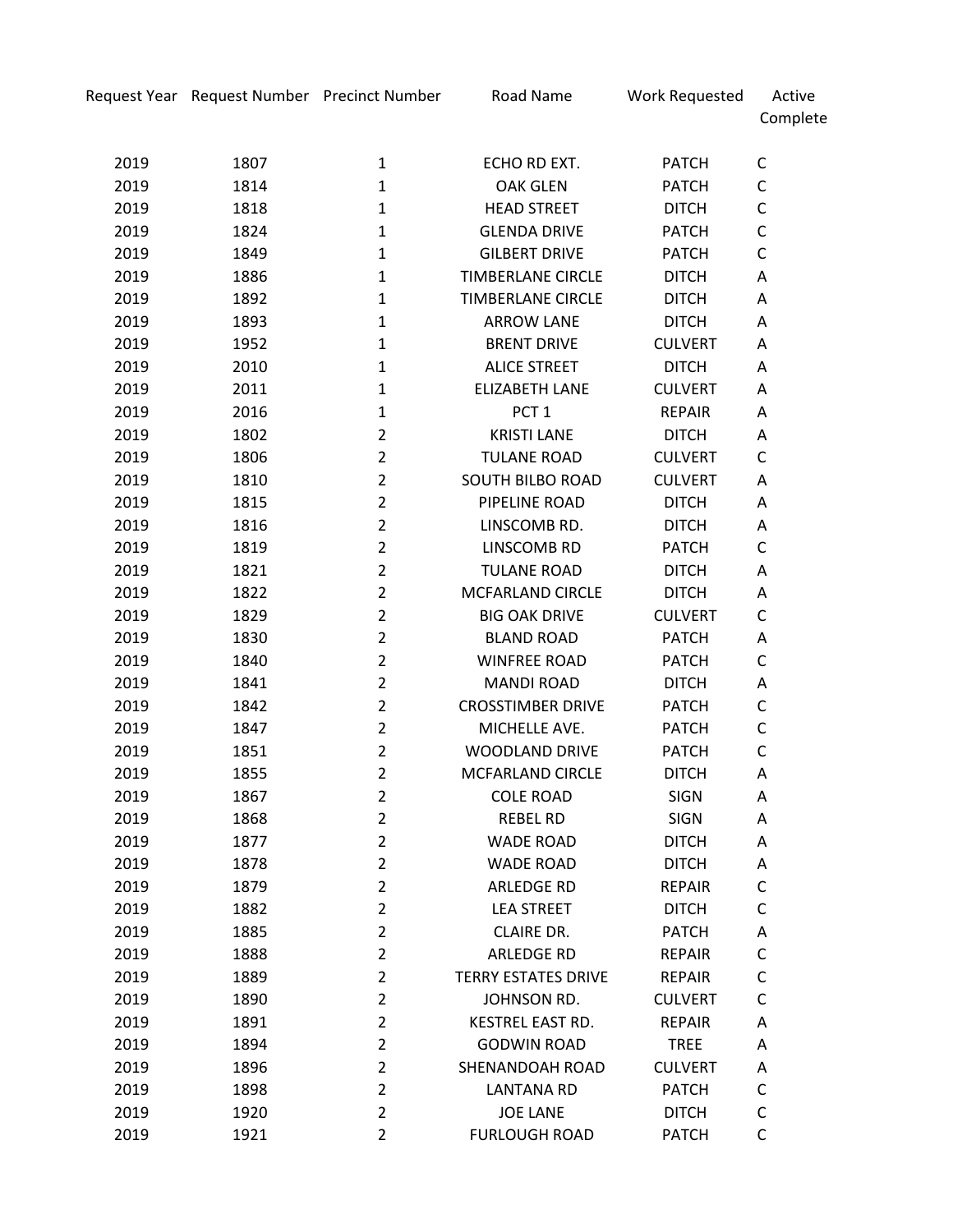| Request Year | Request Number | Precinct Number | Road Name | Work Requested | Active Complete |
|---|---|---|---|---|---|
| 2019 | 1807 | 1 | ECHO RD EXT. | PATCH | C |
| 2019 | 1814 | 1 | OAK GLEN | PATCH | C |
| 2019 | 1818 | 1 | HEAD STREET | DITCH | C |
| 2019 | 1824 | 1 | GLENDA DRIVE | PATCH | C |
| 2019 | 1849 | 1 | GILBERT DRIVE | PATCH | C |
| 2019 | 1886 | 1 | TIMBERLANE CIRCLE | DITCH | A |
| 2019 | 1892 | 1 | TIMBERLANE CIRCLE | DITCH | A |
| 2019 | 1893 | 1 | ARROW LANE | DITCH | A |
| 2019 | 1952 | 1 | BRENT DRIVE | CULVERT | A |
| 2019 | 2010 | 1 | ALICE STREET | DITCH | A |
| 2019 | 2011 | 1 | ELIZABETH LANE | CULVERT | A |
| 2019 | 2016 | 1 | PCT 1 | REPAIR | A |
| 2019 | 1802 | 2 | KRISTI LANE | DITCH | A |
| 2019 | 1806 | 2 | TULANE ROAD | CULVERT | C |
| 2019 | 1810 | 2 | SOUTH BILBO ROAD | CULVERT | A |
| 2019 | 1815 | 2 | PIPELINE ROAD | DITCH | A |
| 2019 | 1816 | 2 | LINSCOMB RD. | DITCH | A |
| 2019 | 1819 | 2 | LINSCOMB RD | PATCH | C |
| 2019 | 1821 | 2 | TULANE ROAD | DITCH | A |
| 2019 | 1822 | 2 | MCFARLAND CIRCLE | DITCH | A |
| 2019 | 1829 | 2 | BIG OAK DRIVE | CULVERT | C |
| 2019 | 1830 | 2 | BLAND ROAD | PATCH | A |
| 2019 | 1840 | 2 | WINFREE ROAD | PATCH | C |
| 2019 | 1841 | 2 | MANDI ROAD | DITCH | A |
| 2019 | 1842 | 2 | CROSSTIMBER DRIVE | PATCH | C |
| 2019 | 1847 | 2 | MICHELLE AVE. | PATCH | C |
| 2019 | 1851 | 2 | WOODLAND DRIVE | PATCH | C |
| 2019 | 1855 | 2 | MCFARLAND CIRCLE | DITCH | A |
| 2019 | 1867 | 2 | COLE ROAD | SIGN | A |
| 2019 | 1868 | 2 | REBEL RD | SIGN | A |
| 2019 | 1877 | 2 | WADE ROAD | DITCH | A |
| 2019 | 1878 | 2 | WADE ROAD | DITCH | A |
| 2019 | 1879 | 2 | ARLEDGE RD | REPAIR | C |
| 2019 | 1882 | 2 | LEA STREET | DITCH | C |
| 2019 | 1885 | 2 | CLAIRE DR. | PATCH | A |
| 2019 | 1888 | 2 | ARLEDGE RD | REPAIR | C |
| 2019 | 1889 | 2 | TERRY ESTATES DRIVE | REPAIR | C |
| 2019 | 1890 | 2 | JOHNSON RD. | CULVERT | C |
| 2019 | 1891 | 2 | KESTREL EAST RD. | REPAIR | A |
| 2019 | 1894 | 2 | GODWIN ROAD | TREE | A |
| 2019 | 1896 | 2 | SHENANDOAH ROAD | CULVERT | A |
| 2019 | 1898 | 2 | LANTANA RD | PATCH | C |
| 2019 | 1920 | 2 | JOE LANE | DITCH | C |
| 2019 | 1921 | 2 | FURLOUGH ROAD | PATCH | C |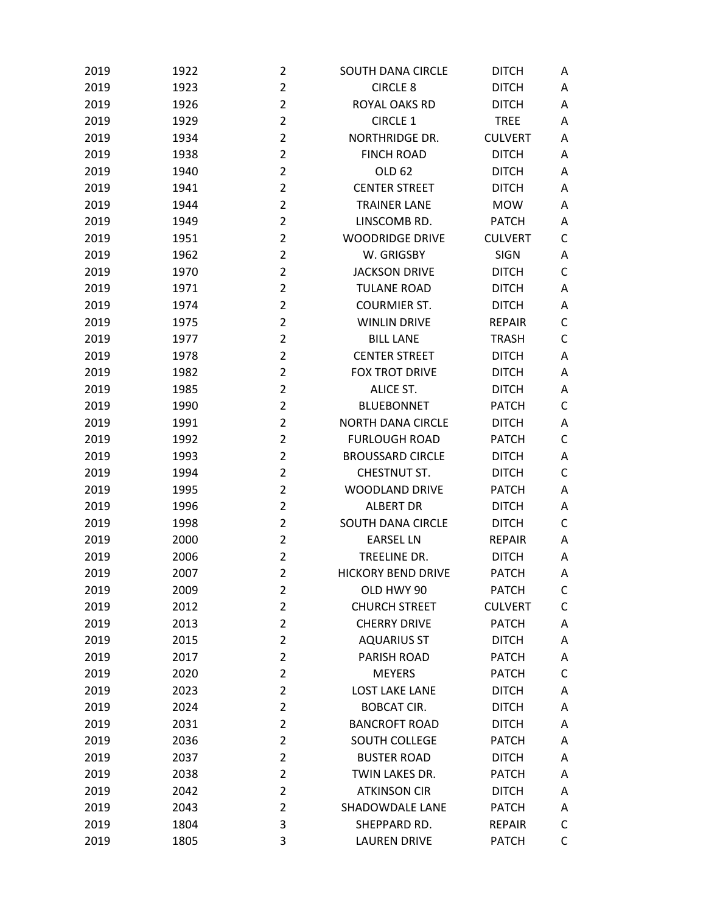| | | | | | |
|---|---|---|---|---|---|
| 2019 | 1922 | 2 | SOUTH DANA CIRCLE | DITCH | A |
| 2019 | 1923 | 2 | CIRCLE 8 | DITCH | A |
| 2019 | 1926 | 2 | ROYAL OAKS RD | DITCH | A |
| 2019 | 1929 | 2 | CIRCLE 1 | TREE | A |
| 2019 | 1934 | 2 | NORTHRIDGE DR. | CULVERT | A |
| 2019 | 1938 | 2 | FINCH ROAD | DITCH | A |
| 2019 | 1940 | 2 | OLD 62 | DITCH | A |
| 2019 | 1941 | 2 | CENTER STREET | DITCH | A |
| 2019 | 1944 | 2 | TRAINER LANE | MOW | A |
| 2019 | 1949 | 2 | LINSCOMB RD. | PATCH | A |
| 2019 | 1951 | 2 | WOODRIDGE DRIVE | CULVERT | C |
| 2019 | 1962 | 2 | W. GRIGSBY | SIGN | A |
| 2019 | 1970 | 2 | JACKSON DRIVE | DITCH | C |
| 2019 | 1971 | 2 | TULANE ROAD | DITCH | A |
| 2019 | 1974 | 2 | COURMIER ST. | DITCH | A |
| 2019 | 1975 | 2 | WINLIN DRIVE | REPAIR | C |
| 2019 | 1977 | 2 | BILL LANE | TRASH | C |
| 2019 | 1978 | 2 | CENTER STREET | DITCH | A |
| 2019 | 1982 | 2 | FOX TROT DRIVE | DITCH | A |
| 2019 | 1985 | 2 | ALICE ST. | DITCH | A |
| 2019 | 1990 | 2 | BLUEBONNET | PATCH | C |
| 2019 | 1991 | 2 | NORTH DANA CIRCLE | DITCH | A |
| 2019 | 1992 | 2 | FURLOUGH ROAD | PATCH | C |
| 2019 | 1993 | 2 | BROUSSARD CIRCLE | DITCH | A |
| 2019 | 1994 | 2 | CHESTNUT ST. | DITCH | C |
| 2019 | 1995 | 2 | WOODLAND DRIVE | PATCH | A |
| 2019 | 1996 | 2 | ALBERT DR | DITCH | A |
| 2019 | 1998 | 2 | SOUTH DANA CIRCLE | DITCH | C |
| 2019 | 2000 | 2 | EARSEL LN | REPAIR | A |
| 2019 | 2006 | 2 | TREELINE DR. | DITCH | A |
| 2019 | 2007 | 2 | HICKORY BEND DRIVE | PATCH | A |
| 2019 | 2009 | 2 | OLD HWY 90 | PATCH | C |
| 2019 | 2012 | 2 | CHURCH STREET | CULVERT | C |
| 2019 | 2013 | 2 | CHERRY DRIVE | PATCH | A |
| 2019 | 2015 | 2 | AQUARIUS ST | DITCH | A |
| 2019 | 2017 | 2 | PARISH ROAD | PATCH | A |
| 2019 | 2020 | 2 | MEYERS | PATCH | C |
| 2019 | 2023 | 2 | LOST LAKE LANE | DITCH | A |
| 2019 | 2024 | 2 | BOBCAT CIR. | DITCH | A |
| 2019 | 2031 | 2 | BANCROFT ROAD | DITCH | A |
| 2019 | 2036 | 2 | SOUTH COLLEGE | PATCH | A |
| 2019 | 2037 | 2 | BUSTER ROAD | DITCH | A |
| 2019 | 2038 | 2 | TWIN LAKES DR. | PATCH | A |
| 2019 | 2042 | 2 | ATKINSON CIR | DITCH | A |
| 2019 | 2043 | 2 | SHADOWDALE LANE | PATCH | A |
| 2019 | 1804 | 3 | SHEPPARD RD. | REPAIR | C |
| 2019 | 1805 | 3 | LAUREN DRIVE | PATCH | C |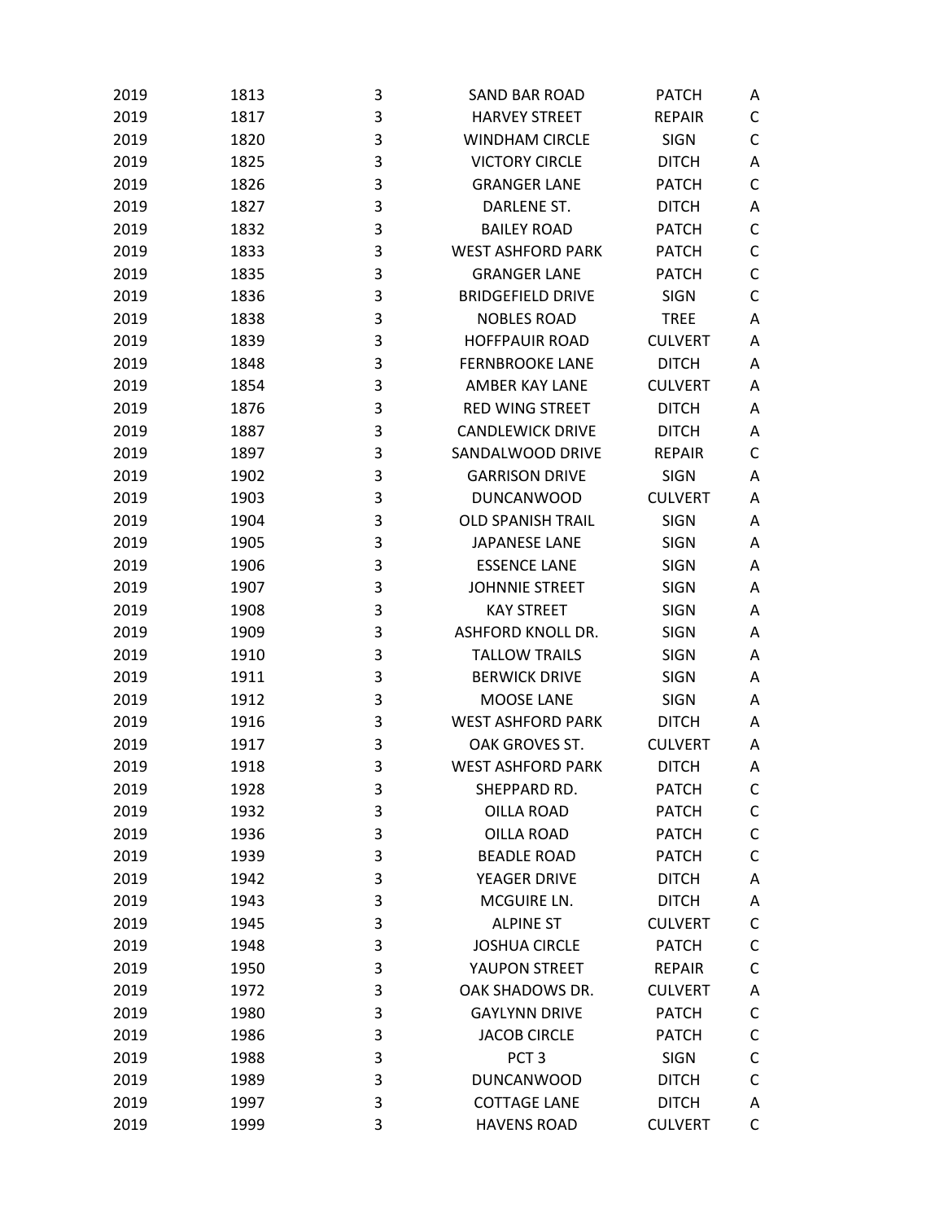| | | | | | |
|---|---|---|---|---|---|
| 2019 | 1813 | 3 | SAND BAR ROAD | PATCH | A |
| 2019 | 1817 | 3 | HARVEY STREET | REPAIR | C |
| 2019 | 1820 | 3 | WINDHAM CIRCLE | SIGN | C |
| 2019 | 1825 | 3 | VICTORY CIRCLE | DITCH | A |
| 2019 | 1826 | 3 | GRANGER LANE | PATCH | C |
| 2019 | 1827 | 3 | DARLENE ST. | DITCH | A |
| 2019 | 1832 | 3 | BAILEY ROAD | PATCH | C |
| 2019 | 1833 | 3 | WEST ASHFORD PARK | PATCH | C |
| 2019 | 1835 | 3 | GRANGER LANE | PATCH | C |
| 2019 | 1836 | 3 | BRIDGEFIELD DRIVE | SIGN | C |
| 2019 | 1838 | 3 | NOBLES ROAD | TREE | A |
| 2019 | 1839 | 3 | HOFFPAUIR ROAD | CULVERT | A |
| 2019 | 1848 | 3 | FERNBROOKE LANE | DITCH | A |
| 2019 | 1854 | 3 | AMBER KAY LANE | CULVERT | A |
| 2019 | 1876 | 3 | RED WING STREET | DITCH | A |
| 2019 | 1887 | 3 | CANDLEWICK DRIVE | DITCH | A |
| 2019 | 1897 | 3 | SANDALWOOD DRIVE | REPAIR | C |
| 2019 | 1902 | 3 | GARRISON DRIVE | SIGN | A |
| 2019 | 1903 | 3 | DUNCANWOOD | CULVERT | A |
| 2019 | 1904 | 3 | OLD SPANISH TRAIL | SIGN | A |
| 2019 | 1905 | 3 | JAPANESE LANE | SIGN | A |
| 2019 | 1906 | 3 | ESSENCE LANE | SIGN | A |
| 2019 | 1907 | 3 | JOHNNIE STREET | SIGN | A |
| 2019 | 1908 | 3 | KAY STREET | SIGN | A |
| 2019 | 1909 | 3 | ASHFORD KNOLL DR. | SIGN | A |
| 2019 | 1910 | 3 | TALLOW TRAILS | SIGN | A |
| 2019 | 1911 | 3 | BERWICK DRIVE | SIGN | A |
| 2019 | 1912 | 3 | MOOSE LANE | SIGN | A |
| 2019 | 1916 | 3 | WEST ASHFORD PARK | DITCH | A |
| 2019 | 1917 | 3 | OAK GROVES ST. | CULVERT | A |
| 2019 | 1918 | 3 | WEST ASHFORD PARK | DITCH | A |
| 2019 | 1928 | 3 | SHEPPARD RD. | PATCH | C |
| 2019 | 1932 | 3 | OILLA ROAD | PATCH | C |
| 2019 | 1936 | 3 | OILLA ROAD | PATCH | C |
| 2019 | 1939 | 3 | BEADLE ROAD | PATCH | C |
| 2019 | 1942 | 3 | YEAGER DRIVE | DITCH | A |
| 2019 | 1943 | 3 | MCGUIRE LN. | DITCH | A |
| 2019 | 1945 | 3 | ALPINE ST | CULVERT | C |
| 2019 | 1948 | 3 | JOSHUA CIRCLE | PATCH | C |
| 2019 | 1950 | 3 | YAUPON STREET | REPAIR | C |
| 2019 | 1972 | 3 | OAK SHADOWS DR. | CULVERT | A |
| 2019 | 1980 | 3 | GAYLYNN DRIVE | PATCH | C |
| 2019 | 1986 | 3 | JACOB CIRCLE | PATCH | C |
| 2019 | 1988 | 3 | PCT 3 | SIGN | C |
| 2019 | 1989 | 3 | DUNCANWOOD | DITCH | C |
| 2019 | 1997 | 3 | COTTAGE LANE | DITCH | A |
| 2019 | 1999 | 3 | HAVENS ROAD | CULVERT | C |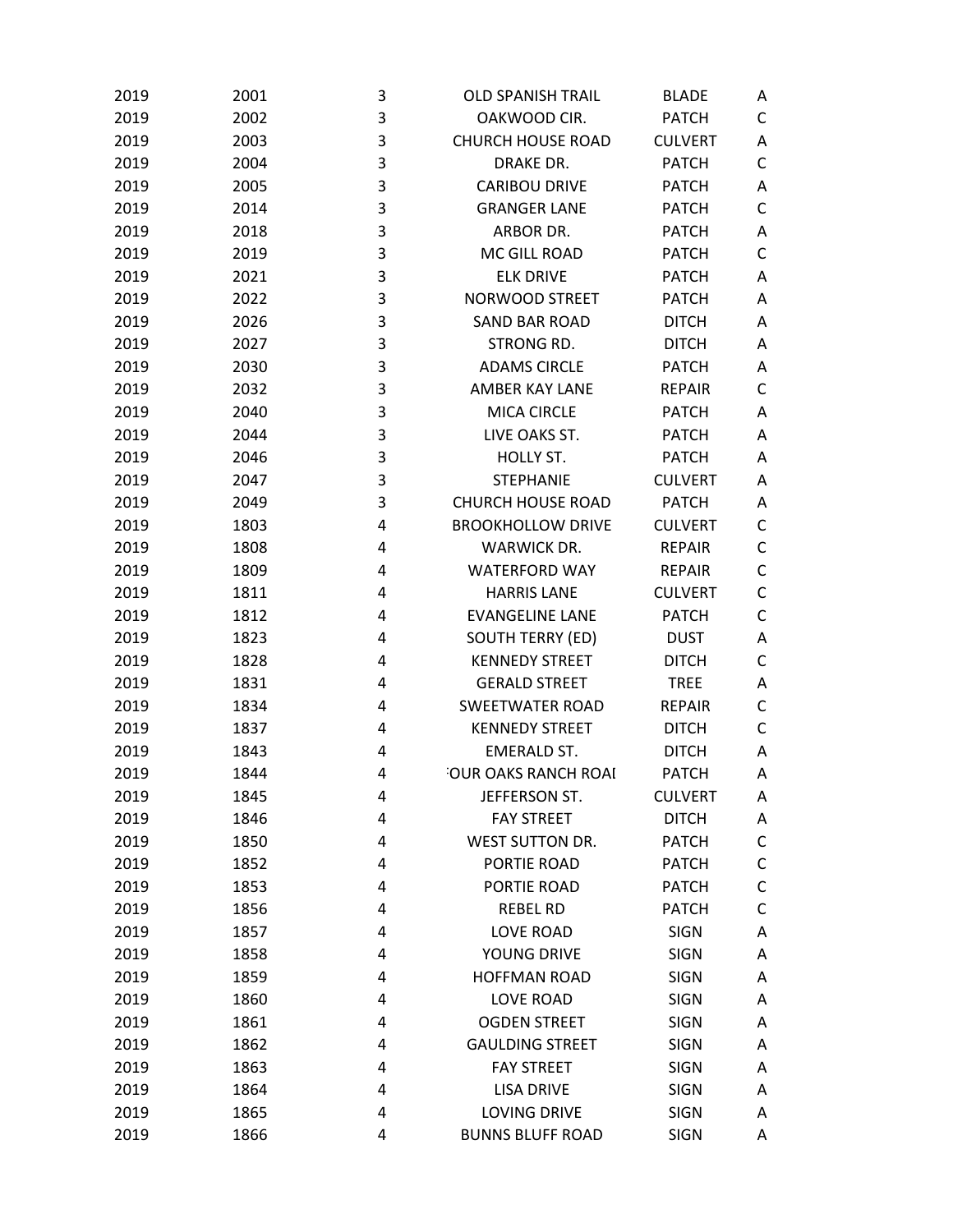| | | | | | |
|---|---|---|---|---|---|
| 2019 | 2001 | 3 | OLD SPANISH TRAIL | BLADE | A |
| 2019 | 2002 | 3 | OAKWOOD CIR. | PATCH | C |
| 2019 | 2003 | 3 | CHURCH HOUSE ROAD | CULVERT | A |
| 2019 | 2004 | 3 | DRAKE DR. | PATCH | C |
| 2019 | 2005 | 3 | CARIBOU DRIVE | PATCH | A |
| 2019 | 2014 | 3 | GRANGER LANE | PATCH | C |
| 2019 | 2018 | 3 | ARBOR DR. | PATCH | A |
| 2019 | 2019 | 3 | MC GILL ROAD | PATCH | C |
| 2019 | 2021 | 3 | ELK DRIVE | PATCH | A |
| 2019 | 2022 | 3 | NORWOOD STREET | PATCH | A |
| 2019 | 2026 | 3 | SAND BAR ROAD | DITCH | A |
| 2019 | 2027 | 3 | STRONG RD. | DITCH | A |
| 2019 | 2030 | 3 | ADAMS CIRCLE | PATCH | A |
| 2019 | 2032 | 3 | AMBER KAY LANE | REPAIR | C |
| 2019 | 2040 | 3 | MICA CIRCLE | PATCH | A |
| 2019 | 2044 | 3 | LIVE OAKS ST. | PATCH | A |
| 2019 | 2046 | 3 | HOLLY ST. | PATCH | A |
| 2019 | 2047 | 3 | STEPHANIE | CULVERT | A |
| 2019 | 2049 | 3 | CHURCH HOUSE ROAD | PATCH | A |
| 2019 | 1803 | 4 | BROOKHOLLOW DRIVE | CULVERT | C |
| 2019 | 1808 | 4 | WARWICK DR. | REPAIR | C |
| 2019 | 1809 | 4 | WATERFORD WAY | REPAIR | C |
| 2019 | 1811 | 4 | HARRIS LANE | CULVERT | C |
| 2019 | 1812 | 4 | EVANGELINE LANE | PATCH | C |
| 2019 | 1823 | 4 | SOUTH TERRY (ED) | DUST | A |
| 2019 | 1828 | 4 | KENNEDY STREET | DITCH | C |
| 2019 | 1831 | 4 | GERALD STREET | TREE | A |
| 2019 | 1834 | 4 | SWEETWATER ROAD | REPAIR | C |
| 2019 | 1837 | 4 | KENNEDY STREET | DITCH | C |
| 2019 | 1843 | 4 | EMERALD ST. | DITCH | A |
| 2019 | 1844 | 4 | FOUR OAKS RANCH ROAD | PATCH | A |
| 2019 | 1845 | 4 | JEFFERSON ST. | CULVERT | A |
| 2019 | 1846 | 4 | FAY STREET | DITCH | A |
| 2019 | 1850 | 4 | WEST SUTTON DR. | PATCH | C |
| 2019 | 1852 | 4 | PORTIE ROAD | PATCH | C |
| 2019 | 1853 | 4 | PORTIE ROAD | PATCH | C |
| 2019 | 1856 | 4 | REBEL RD | PATCH | C |
| 2019 | 1857 | 4 | LOVE ROAD | SIGN | A |
| 2019 | 1858 | 4 | YOUNG DRIVE | SIGN | A |
| 2019 | 1859 | 4 | HOFFMAN ROAD | SIGN | A |
| 2019 | 1860 | 4 | LOVE ROAD | SIGN | A |
| 2019 | 1861 | 4 | OGDEN STREET | SIGN | A |
| 2019 | 1862 | 4 | GAULDING STREET | SIGN | A |
| 2019 | 1863 | 4 | FAY STREET | SIGN | A |
| 2019 | 1864 | 4 | LISA DRIVE | SIGN | A |
| 2019 | 1865 | 4 | LOVING DRIVE | SIGN | A |
| 2019 | 1866 | 4 | BUNNS BLUFF ROAD | SIGN | A |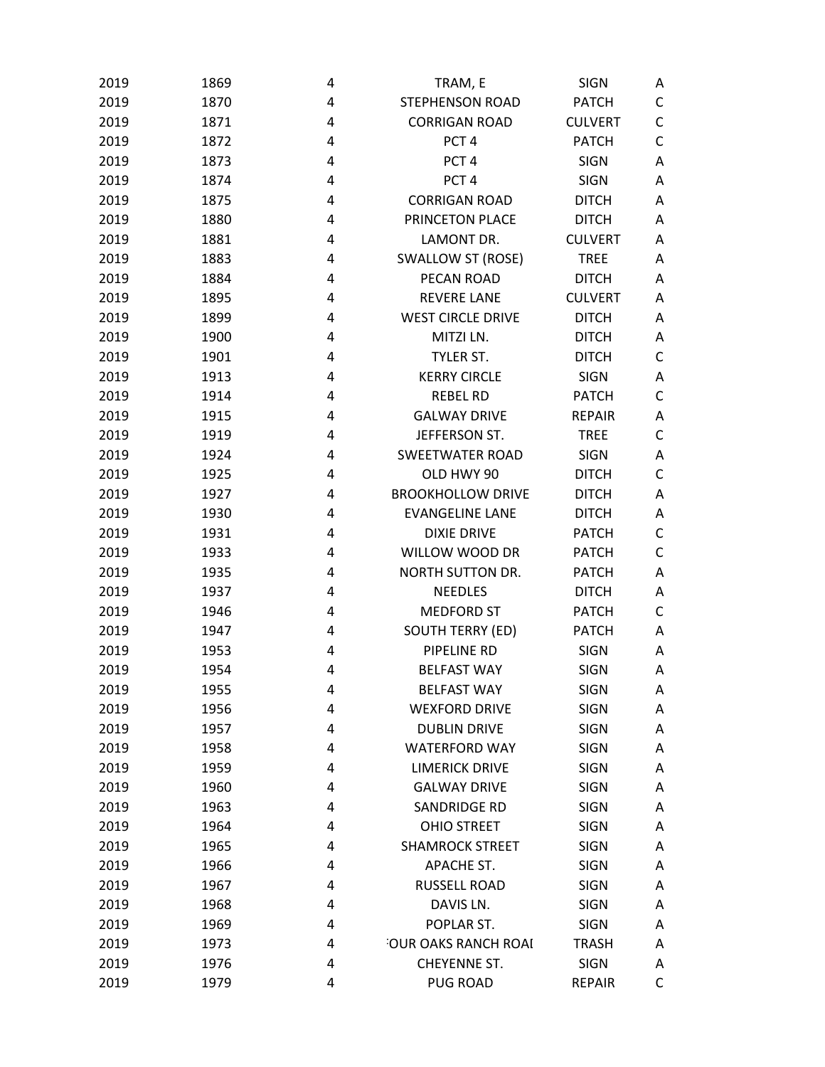| | | | | | |
|---|---|---|---|---|---|
| 2019 | 1869 | 4 | TRAM, E | SIGN | A |
| 2019 | 1870 | 4 | STEPHENSON ROAD | PATCH | C |
| 2019 | 1871 | 4 | CORRIGAN ROAD | CULVERT | C |
| 2019 | 1872 | 4 | PCT 4 | PATCH | C |
| 2019 | 1873 | 4 | PCT 4 | SIGN | A |
| 2019 | 1874 | 4 | PCT 4 | SIGN | A |
| 2019 | 1875 | 4 | CORRIGAN ROAD | DITCH | A |
| 2019 | 1880 | 4 | PRINCETON PLACE | DITCH | A |
| 2019 | 1881 | 4 | LAMONT DR. | CULVERT | A |
| 2019 | 1883 | 4 | SWALLOW ST (ROSE) | TREE | A |
| 2019 | 1884 | 4 | PECAN ROAD | DITCH | A |
| 2019 | 1895 | 4 | REVERE LANE | CULVERT | A |
| 2019 | 1899 | 4 | WEST CIRCLE DRIVE | DITCH | A |
| 2019 | 1900 | 4 | MITZI LN. | DITCH | A |
| 2019 | 1901 | 4 | TYLER ST. | DITCH | C |
| 2019 | 1913 | 4 | KERRY CIRCLE | SIGN | A |
| 2019 | 1914 | 4 | REBEL RD | PATCH | C |
| 2019 | 1915 | 4 | GALWAY DRIVE | REPAIR | A |
| 2019 | 1919 | 4 | JEFFERSON ST. | TREE | C |
| 2019 | 1924 | 4 | SWEETWATER ROAD | SIGN | A |
| 2019 | 1925 | 4 | OLD HWY 90 | DITCH | C |
| 2019 | 1927 | 4 | BROOKHOLLOW DRIVE | DITCH | A |
| 2019 | 1930 | 4 | EVANGELINE LANE | DITCH | A |
| 2019 | 1931 | 4 | DIXIE DRIVE | PATCH | C |
| 2019 | 1933 | 4 | WILLOW WOOD DR | PATCH | C |
| 2019 | 1935 | 4 | NORTH SUTTON DR. | PATCH | A |
| 2019 | 1937 | 4 | NEEDLES | DITCH | A |
| 2019 | 1946 | 4 | MEDFORD ST | PATCH | C |
| 2019 | 1947 | 4 | SOUTH TERRY (ED) | PATCH | A |
| 2019 | 1953 | 4 | PIPELINE RD | SIGN | A |
| 2019 | 1954 | 4 | BELFAST WAY | SIGN | A |
| 2019 | 1955 | 4 | BELFAST WAY | SIGN | A |
| 2019 | 1956 | 4 | WEXFORD DRIVE | SIGN | A |
| 2019 | 1957 | 4 | DUBLIN DRIVE | SIGN | A |
| 2019 | 1958 | 4 | WATERFORD WAY | SIGN | A |
| 2019 | 1959 | 4 | LIMERICK DRIVE | SIGN | A |
| 2019 | 1960 | 4 | GALWAY DRIVE | SIGN | A |
| 2019 | 1963 | 4 | SANDRIDGE RD | SIGN | A |
| 2019 | 1964 | 4 | OHIO STREET | SIGN | A |
| 2019 | 1965 | 4 | SHAMROCK STREET | SIGN | A |
| 2019 | 1966 | 4 | APACHE ST. | SIGN | A |
| 2019 | 1967 | 4 | RUSSELL ROAD | SIGN | A |
| 2019 | 1968 | 4 | DAVIS LN. | SIGN | A |
| 2019 | 1969 | 4 | POPLAR ST. | SIGN | A |
| 2019 | 1973 | 4 | OUR OAKS RANCH ROAI | TRASH | A |
| 2019 | 1976 | 4 | CHEYENNE ST. | SIGN | A |
| 2019 | 1979 | 4 | PUG ROAD | REPAIR | C |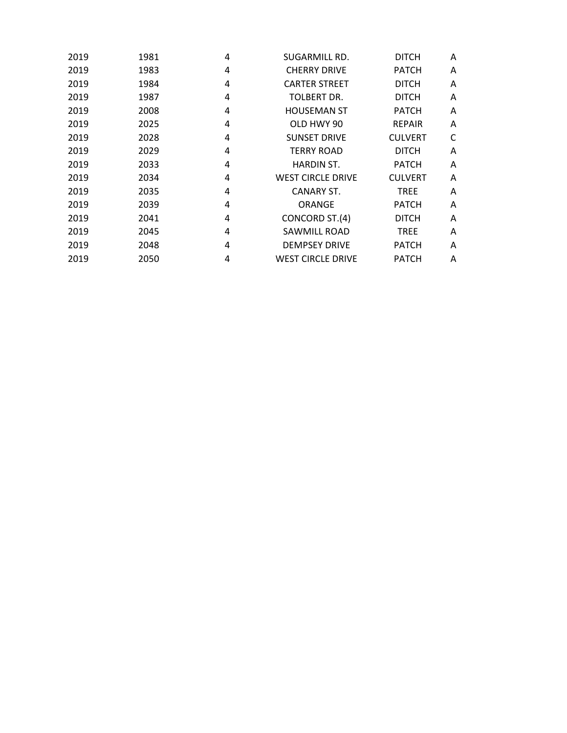| | | | | | |
|---|---|---|---|---|---|
| 2019 | 1981 | 4 | SUGARMILL RD. | DITCH | A |
| 2019 | 1983 | 4 | CHERRY DRIVE | PATCH | A |
| 2019 | 1984 | 4 | CARTER STREET | DITCH | A |
| 2019 | 1987 | 4 | TOLBERT DR. | DITCH | A |
| 2019 | 2008 | 4 | HOUSEMAN ST | PATCH | A |
| 2019 | 2025 | 4 | OLD HWY 90 | REPAIR | A |
| 2019 | 2028 | 4 | SUNSET DRIVE | CULVERT | C |
| 2019 | 2029 | 4 | TERRY ROAD | DITCH | A |
| 2019 | 2033 | 4 | HARDIN ST. | PATCH | A |
| 2019 | 2034 | 4 | WEST CIRCLE DRIVE | CULVERT | A |
| 2019 | 2035 | 4 | CANARY ST. | TREE | A |
| 2019 | 2039 | 4 | ORANGE | PATCH | A |
| 2019 | 2041 | 4 | CONCORD ST.(4) | DITCH | A |
| 2019 | 2045 | 4 | SAWMILL ROAD | TREE | A |
| 2019 | 2048 | 4 | DEMPSEY DRIVE | PATCH | A |
| 2019 | 2050 | 4 | WEST CIRCLE DRIVE | PATCH | A |